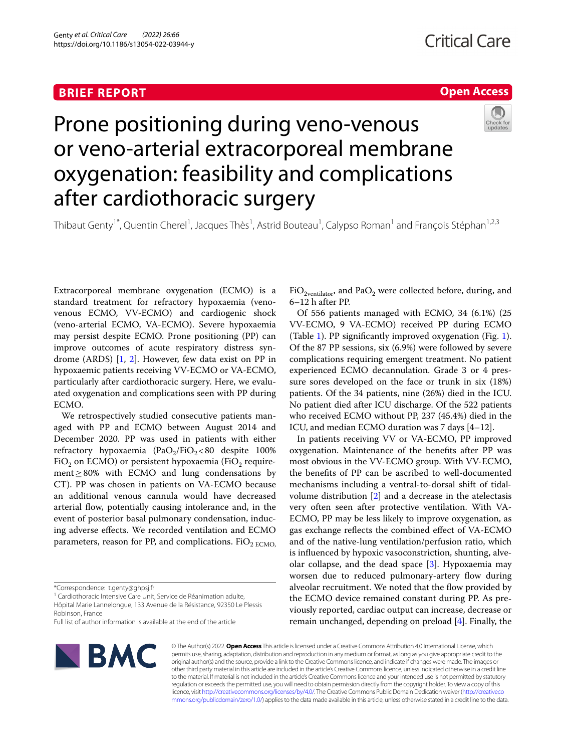**BRIEF REPORT**

**Open Access**

# Prone positioning during veno-venous or veno-arterial extracorporeal membrane oxygenation: feasibility and complications after cardiothoracic surgery

Thibaut Genty[1*], Quentin Cherel[1], Jacques Thès[1], Astrid Bouteau[1], Calypso Roman[1] and François Stéphan[1,2,3]

Extracorporeal membrane oxygenation (ECMO) is a standard treatment for refractory hypoxaemia (veno-venous ECMO, VV-ECMO) and cardiogenic shock (veno-arterial ECMO, VA-ECMO). Severe hypoxaemia may persist despite ECMO. Prone positioning (PP) can improve outcomes of acute respiratory distress syndrome (ARDS) [1, 2]. However, few data exist on PP in hypoxaemic patients receiving VV-ECMO or VA-ECMO, particularly after cardiothoracic surgery. Here, we evaluated oxygenation and complications seen with PP during ECMO.

We retrospectively studied consecutive patients managed with PP and ECMO between August 2014 and December 2020. PP was used in patients with either refractory hypoxaemia ($PaO_2/FiO_2 < 80$ despite 100% $FiO_2$ on ECMO) or persistent hypoxaemia ($FiO_2$ requirement ≥ 80% with ECMO and lung condensations by CT). PP was chosen in patients on VA-ECMO because an additional venous cannula would have decreased arterial flow, potentially causing intolerance and, in the event of posterior basal pulmonary condensation, inducing adverse effects. We recorded ventilation and ECMO parameters, reason for PP, and complications. $FiO_{2\,ECMO}$, $FiO_{2\,ventilator}$, and $PaO_2$ were collected before, during, and 6–12 h after PP.

Of 556 patients managed with ECMO, 34 (6.1%) (25 VV-ECMO, 9 VA-ECMO) received PP during ECMO (Table 1). PP significantly improved oxygenation (Fig. 1). Of the 87 PP sessions, six (6.9%) were followed by severe complications requiring emergent treatment. No patient experienced ECMO decannulation. Grade 3 or 4 pressure sores developed on the face or trunk in six (18%) patients. Of the 34 patients, nine (26%) died in the ICU. No patient died after ICU discharge. Of the 522 patients who received ECMO without PP, 237 (45.4%) died in the ICU, and median ECMO duration was 7 days [4–12].

In patients receiving VV or VA-ECMO, PP improved oxygenation. Maintenance of the benefits after PP was most obvious in the VV-ECMO group. With VV-ECMO, the benefits of PP can be ascribed to well-documented mechanisms including a ventral-to-dorsal shift of tidal-volume distribution [2] and a decrease in the atelectasis very often seen after protective ventilation. With VA-ECMO, PP may be less likely to improve oxygenation, as gas exchange reflects the combined effect of VA-ECMO and of the native-lung ventilation/perfusion ratio, which is influenced by hypoxic vasoconstriction, shunting, alveolar collapse, and the dead space [3]. Hypoxaemia may worsen due to reduced pulmonary-artery flow during alveolar recruitment. We noted that the flow provided by the ECMO device remained constant during PP. As previously reported, cardiac output can increase, decrease or remain unchanged, depending on preload [4]. Finally, the

*Correspondence: t.genty@ghpsj.fr

[1] Cardiothoracic Intensive Care Unit, Service de Réanimation adulte, Hôpital Marie Lannelongue, 133 Avenue de la Résistance, 92350 Le Plessis Robinson, France

Full list of author information is available at the end of the article

© The Author(s) 2022. **Open Access** This article is licensed under a Creative Commons Attribution 4.0 International License, which permits use, sharing, adaptation, distribution and reproduction in any medium or format, as long as you give appropriate credit to the original author(s) and the source, provide a link to the Creative Commons licence, and indicate if changes were made. The images or other third party material in this article are included in the article's Creative Commons licence, unless indicated otherwise in a credit line to the material. If material is not included in the article's Creative Commons licence and your intended use is not permitted by statutory regulation or exceeds the permitted use, you will need to obtain permission directly from the copyright holder. To view a copy of this licence, visit http://creativecommons.org/licenses/by/4.0/. The Creative Commons Public Domain Dedication waiver (http://creativecommons.org/publicdomain/zero/1.0/) applies to the data made available in this article, unless otherwise stated in a credit line to the data.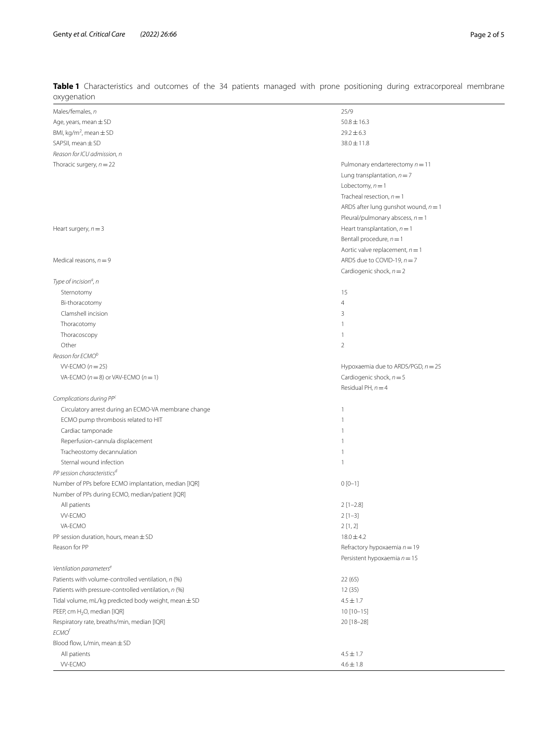**Table 1** Characteristics and outcomes of the 34 patients managed with prone positioning during extracorporeal membrane oxygenation

| | |
|---|---|
| Males/females, *n* | 25/9 |
| Age, years, mean ± SD | 50.8 ± 16.3 |
| BMI, kg/m$^2$, mean ± SD | 29.2 ± 6.3 |
| SAPSII, mean ± SD | 38.0 ± 11.8 |
| *Reason for ICU admission, n* | |
| Thoracic surgery, *n* = 22 | Pulmonary endarterectomy *n* = 11 |
| | Lung transplantation, *n* = 7 |
| | Lobectomy, *n* = 1 |
| | Tracheal resection, *n* = 1 |
| | ARDS after lung gunshot wound, *n* = 1 |
| | Pleural/pulmonary abscess, *n* = 1 |
| Heart surgery, *n* = 3 | Heart transplantation, *n* = 1 |
| | Bentall procedure, *n* = 1 |
| | Aortic valve replacement, *n* = 1 |
| Medical reasons, *n* = 9 | ARDS due to COVID-19, *n* = 7 |
| | Cardiogenic shock, *n* = 2 |
| *Type of incision*[a], *n* | |
| Sternotomy | 15 |
| Bi-thoracotomy | 4 |
| Clamshell incision | 3 |
| Thoracotomy | 1 |
| Thoracoscopy | 1 |
| Other | 2 |
| *Reason for ECMO*[b] | |
| VV-ECMO (*n* = 25) | Hypoxaemia due to ARDS/PGD, *n* = 25 |
| VA-ECMO (*n* = 8) or VAV-ECMO (*n* = 1) | Cardiogenic shock, *n* = 5 |
| | Residual PH, *n* = 4 |
| *Complications during PP*[c] | |
| Circulatory arrest during an ECMO-VA membrane change | 1 |
| ECMO pump thrombosis related to HIT | 1 |
| Cardiac tamponade | 1 |
| Reperfusion-cannula displacement | 1 |
| Tracheostomy decannulation | 1 |
| Sternal wound infection | 1 |
| *PP session characteristics*[d] | |
| Number of PPs before ECMO implantation, median [IQR] | 0 [0–1] |
| Number of PPs during ECMO, median/patient [IQR] | |
| All patients | 2 [1–2.8] |
| VV-ECMO | 2 [1–3] |
| VA-ECMO | 2 [1, 2] |
| PP session duration, hours, mean ± SD | 18.0 ± 4.2 |
| Reason for PP | Refractory hypoxaemia *n* = 19 |
| | Persistent hypoxaemia *n* = 15 |
| *Ventilation parameters*[e] | |
| Patients with volume-controlled ventilation, *n* (%) | 22 (65) |
| Patients with pressure-controlled ventilation, *n* (%) | 12 (35) |
| Tidal volume, mL/kg predicted body weight, mean ± SD | 4.5 ± 1.7 |
| PEEP, cm $H_2O$, median [IQR] | 10 [10–15] |
| Respiratory rate, breaths/min, median [IQR] | 20 [18–28] |
| *ECMO*[f] | |
| Blood flow, L/min, mean ± SD | |
| All patients | 4.5 ± 1.7 |
| VV-ECMO | 4.6 ± 1.8 |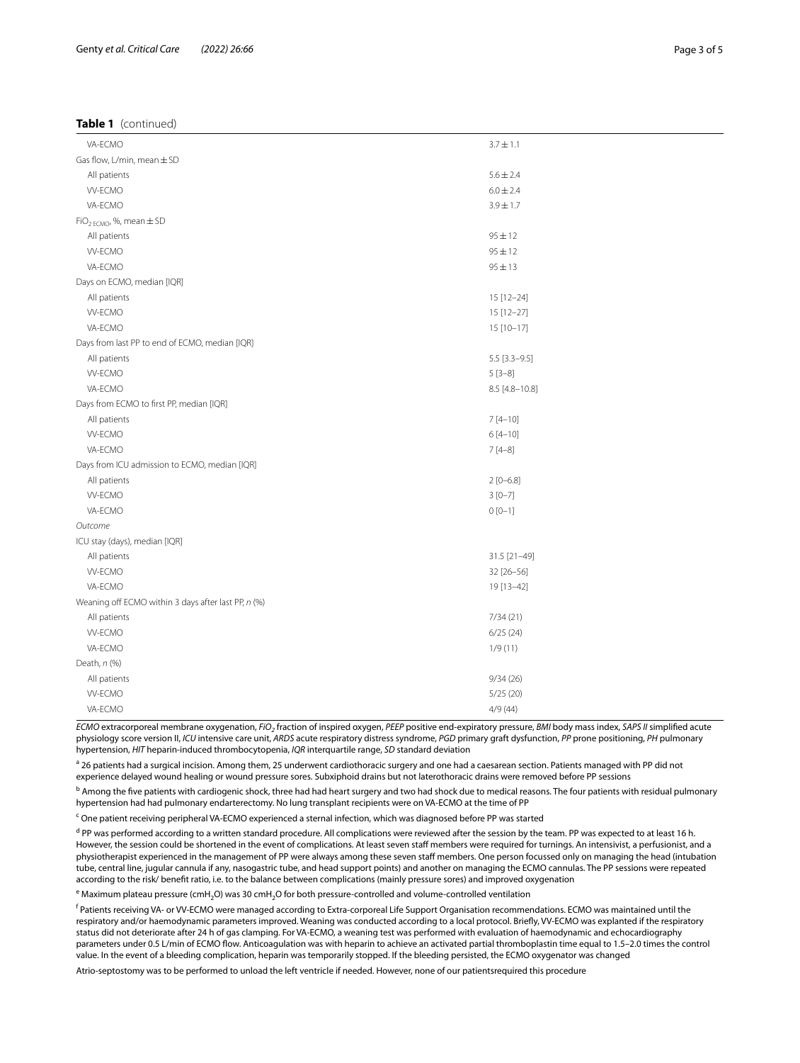**Table 1** (continued)

| | |
|---|---|
| VA-ECMO | 3.7 ± 1.1 |
| Gas flow, L/min, mean ± SD | |
| All patients | 5.6 ± 2.4 |
| VV-ECMO | 6.0 ± 2.4 |
| VA-ECMO | 3.9 ± 1.7 |
| $FiO_{2\ ECMO}$, %, mean ± SD | |
| All patients | 95 ± 12 |
| VV-ECMO | 95 ± 12 |
| VA-ECMO | 95 ± 13 |
| Days on ECMO, median [IQR] | |
| All patients | 15 [12–24] |
| VV-ECMO | 15 [12–27] |
| VA-ECMO | 15 [10–17] |
| Days from last PP to end of ECMO, median [IQR] | |
| All patients | 5.5 [3.3–9.5] |
| VV-ECMO | 5 [3–8] |
| VA-ECMO | 8.5 [4.8–10.8] |
| Days from ECMO to first PP, median [IQR] | |
| All patients | 7 [4–10] |
| VV-ECMO | 6 [4–10] |
| VA-ECMO | 7 [4–8] |
| Days from ICU admission to ECMO, median [IQR] | |
| All patients | 2 [0–6.8] |
| VV-ECMO | 3 [0–7] |
| VA-ECMO | 0 [0–1] |
| *Outcome* | |
| ICU stay (days), median [IQR] | |
| All patients | 31.5 [21–49] |
| VV-ECMO | 32 [26–56] |
| VA-ECMO | 19 [13–42] |
| Weaning off ECMO within 3 days after last PP, *n* (%) | |
| All patients | 7/34 (21) |
| VV-ECMO | 6/25 (24) |
| VA-ECMO | 1/9 (11) |
| Death, *n* (%) | |
| All patients | 9/34 (26) |
| VV-ECMO | 5/25 (20) |
| VA-ECMO | 4/9 (44) |

*ECMO* extracorporeal membrane oxygenation, *$FiO_2$* fraction of inspired oxygen, *PEEP* positive end-expiratory pressure, *BMI* body mass index, *SAPS II* simplified acute physiology score version II, *ICU* intensive care unit, *ARDS* acute respiratory distress syndrome, *PGD* primary graft dysfunction, *PP* prone positioning, *PH* pulmonary hypertension, *HIT* heparin-induced thrombocytopenia, *IQR* interquartile range, *SD* standard deviation

[a] 26 patients had a surgical incision. Among them, 25 underwent cardiothoracic surgery and one had a caesarean section. Patients managed with PP did not experience delayed wound healing or wound pressure sores. Subxiphoid drains but not laterothoracic drains were removed before PP sessions

[b] Among the five patients with cardiogenic shock, three had had heart surgery and two had shock due to medical reasons. The four patients with residual pulmonary hypertension had had pulmonary endarterectomy. No lung transplant recipients were on VA-ECMO at the time of PP

[c] One patient receiving peripheral VA-ECMO experienced a sternal infection, which was diagnosed before PP was started

[d] PP was performed according to a written standard procedure. All complications were reviewed after the session by the team. PP was expected to at least 16 h. However, the session could be shortened in the event of complications. At least seven staff members were required for turnings. An intensivist, a perfusionist, and a physiotherapist experienced in the management of PP were always among these seven staff members. One person focussed only on managing the head (intubation tube, central line, jugular cannula if any, nasogastric tube, and head support points) and another on managing the ECMO cannulas. The PP sessions were repeated according to the risk/ benefit ratio, i.e. to the balance between complications (mainly pressure sores) and improved oxygenation

[e] Maximum plateau pressure ($cmH_2O$) was 30 $cmH_2O$ for both pressure-controlled and volume-controlled ventilation

[f] Patients receiving VA- or VV-ECMO were managed according to Extra-corporeal Life Support Organisation recommendations. ECMO was maintained until the respiratory and/or haemodynamic parameters improved. Weaning was conducted according to a local protocol. Briefly, VV-ECMO was explanted if the respiratory status did not deteriorate after 24 h of gas clamping. For VA-ECMO, a weaning test was performed with evaluation of haemodynamic and echocardiography parameters under 0.5 L/min of ECMO flow. Anticoagulation was with heparin to achieve an activated partial thromboplastin time equal to 1.5–2.0 times the control value. In the event of a bleeding complication, heparin was temporarily stopped. If the bleeding persisted, the ECMO oxygenator was changed

Atrio-septostomy was to be performed to unload the left ventricle if needed. However, none of our patientsrequired this procedure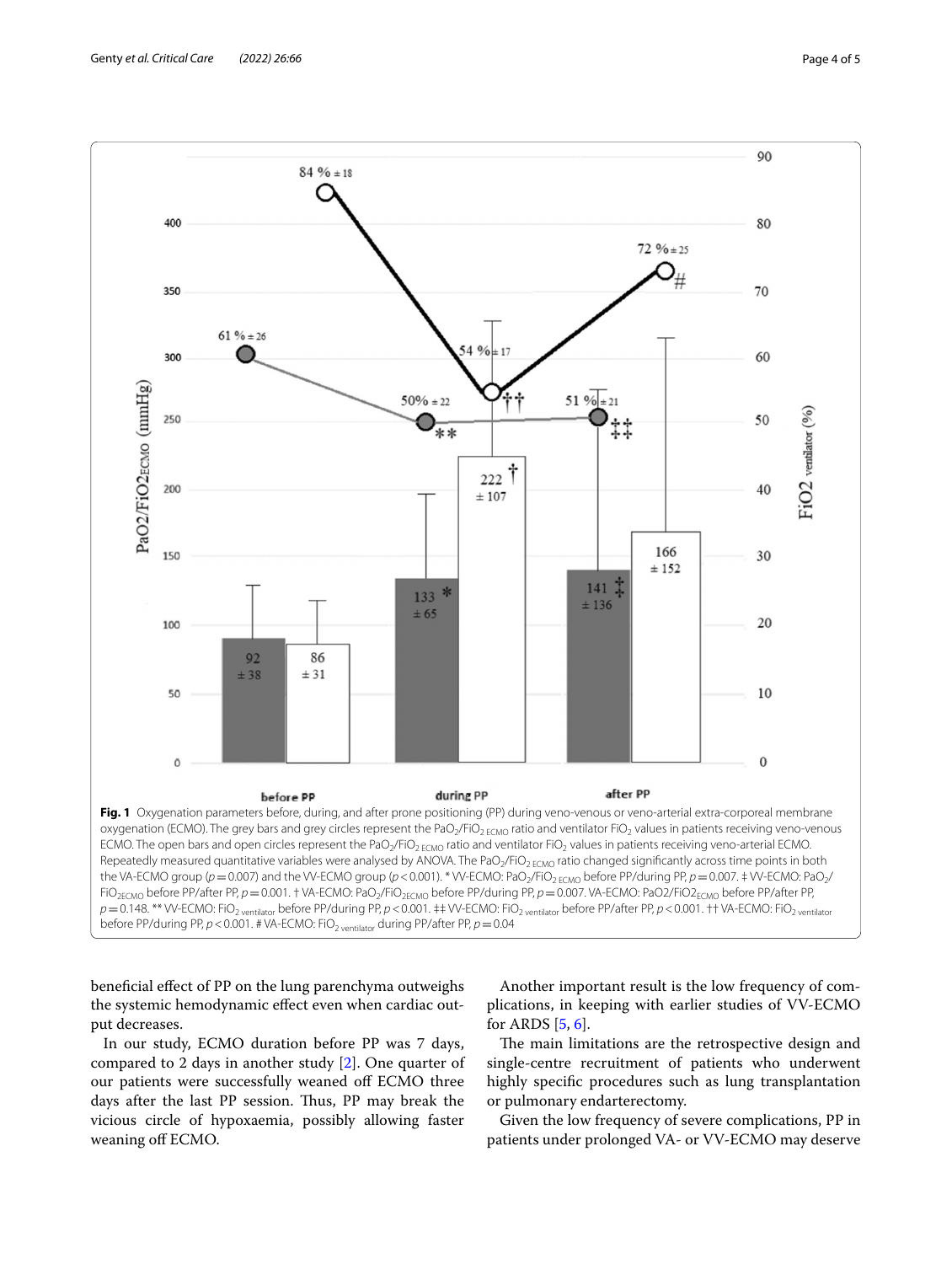**Fig. 1** Oxygenation parameters before, during, and after prone positioning (PP) during veno-venous or veno-arterial extra-corporeal membrane oxygenation (ECMO). The grey bars and grey circles represent the $PaO_2/FiO_{2\ ECMO}$ ratio and ventilator $FiO_2$ values in patients receiving veno-venous ECMO. The open bars and open circles represent the $PaO_2/FiO_{2\ ECMO}$ ratio and ventilator $FiO_2$ values in patients receiving veno-arterial ECMO. Repeatedly measured quantitative variables were analysed by ANOVA. The $PaO_2/FiO_{2\ ECMO}$ ratio changed significantly across time points in both the VA-ECMO group ($p=0.007$) and the VV-ECMO group ($p<0.001$). * VV-ECMO: $PaO_2/FiO_{2\ ECMO}$ before PP/during PP, $p=0.007$. ‡ VV-ECMO: $PaO_2/FiO_{2ECMO}$ before PP/after PP, $p=0.001$. † VA-ECMO: $PaO_2/FiO_{2ECMO}$ before PP/during PP, $p=0.007$. VA-ECMO: $PaO_2/FiO_{2ECMO}$ before PP/after PP, $p=0.148$. ** VV-ECMO: $FiO_{2\ ventilator}$ before PP/during PP, $p<0.001$. ‡‡ VV-ECMO: $FiO_{2\ ventilator}$ before PP/after PP, $p<0.001$. †† VA-ECMO: $FiO_{2\ ventilator}$ before PP/during PP, $p<0.001$. # VA-ECMO: $FiO_{2\ ventilator}$ during PP/after PP, $p=0.04$

beneficial effect of PP on the lung parenchyma outweighs the systemic hemodynamic effect even when cardiac output decreases.

In our study, ECMO duration before PP was 7 days, compared to 2 days in another study [2]. One quarter of our patients were successfully weaned off ECMO three days after the last PP session. Thus, PP may break the vicious circle of hypoxaemia, possibly allowing faster weaning off ECMO.

Another important result is the low frequency of complications, in keeping with earlier studies of VV-ECMO for ARDS [5, 6].

The main limitations are the retrospective design and single-centre recruitment of patients who underwent highly specific procedures such as lung transplantation or pulmonary endarterectomy.

Given the low frequency of severe complications, PP in patients under prolonged VA- or VV-ECMO may deserve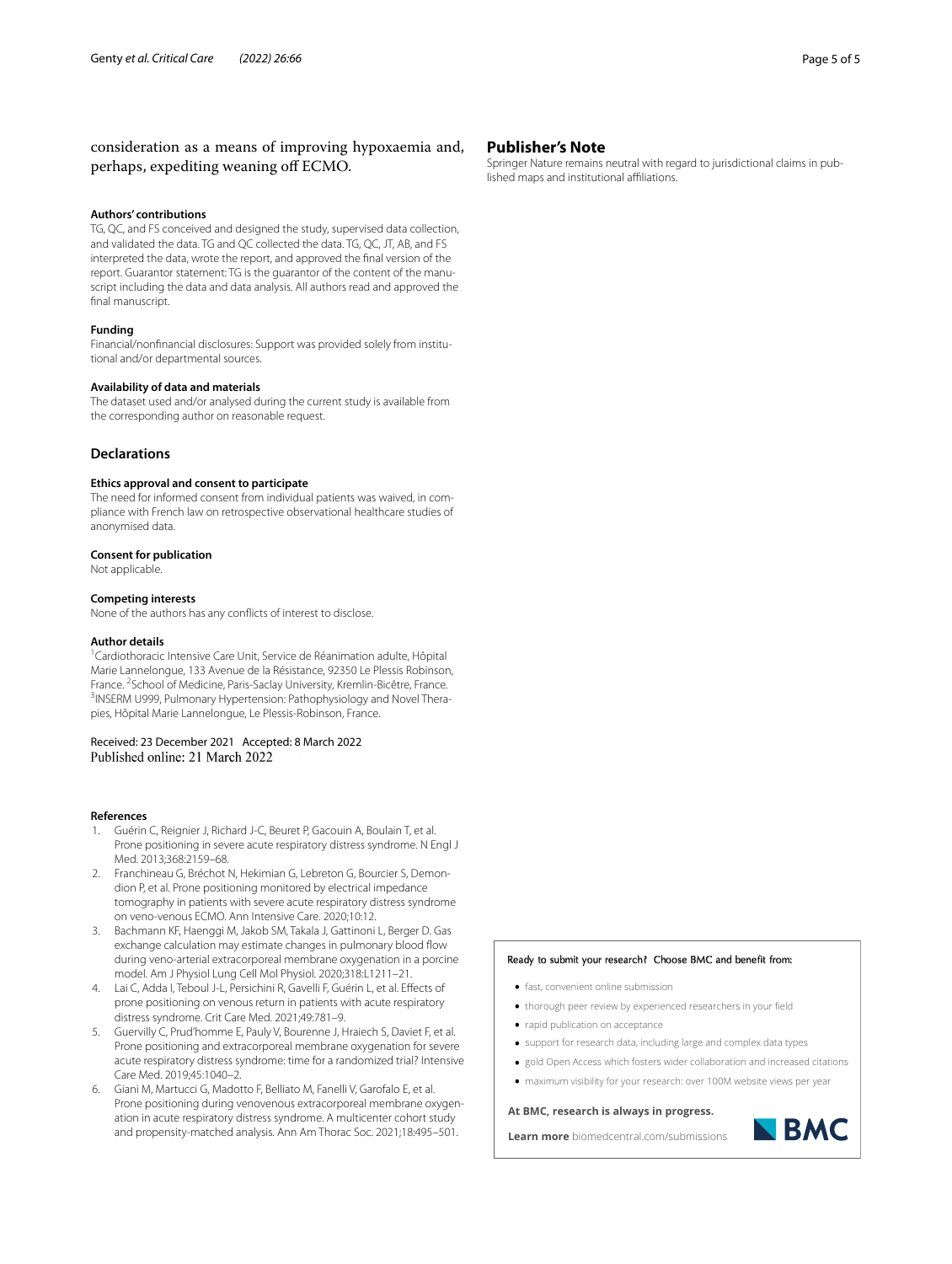consideration as a means of improving hypoxaemia and, perhaps, expediting weaning off ECMO.

**Authors' contributions**

TG, QC, and FS conceived and designed the study, supervised data collection, and validated the data. TG and QC collected the data. TG, QC, JT, AB, and FS interpreted the data, wrote the report, and approved the final version of the report. Guarantor statement: TG is the guarantor of the content of the manuscript including the data and data analysis. All authors read and approved the final manuscript.

**Funding**

Financial/nonfinancial disclosures: Support was provided solely from institutional and/or departmental sources.

**Availability of data and materials**

The dataset used and/or analysed during the current study is available from the corresponding author on reasonable request.

## Declarations

**Ethics approval and consent to participate**

The need for informed consent from individual patients was waived, in compliance with French law on retrospective observational healthcare studies of anonymised data.

**Consent for publication**

Not applicable.

**Competing interests**

None of the authors has any conflicts of interest to disclose.

**Author details**

[1]Cardiothoracic Intensive Care Unit, Service de Réanimation adulte, Hôpital Marie Lannelongue, 133 Avenue de la Résistance, 92350 Le Plessis Robinson, France. [2]School of Medicine, Paris-Saclay University, Kremlin-Bicêtre, France. [3]INSERM U999, Pulmonary Hypertension: Pathophysiology and Novel Therapies, Hôpital Marie Lannelongue, Le Plessis-Robinson, France.

Received: 23 December 2021 Accepted: 8 March 2022
Published online: 21 March 2022

**References**

1. Guérin C, Reignier J, Richard J-C, Beuret P, Gacouin A, Boulain T, et al. Prone positioning in severe acute respiratory distress syndrome. N Engl J Med. 2013;368:2159–68.
2. Franchineau G, Bréchot N, Hekimian G, Lebreton G, Bourcier S, Demondion P, et al. Prone positioning monitored by electrical impedance tomography in patients with severe acute respiratory distress syndrome on veno-venous ECMO. Ann Intensive Care. 2020;10:12.
3. Bachmann KF, Haenggi M, Jakob SM, Takala J, Gattinoni L, Berger D. Gas exchange calculation may estimate changes in pulmonary blood flow during veno-arterial extracorporeal membrane oxygenation in a porcine model. Am J Physiol Lung Cell Mol Physiol. 2020;318:L1211–21.
4. Lai C, Adda I, Teboul J-L, Persichini R, Gavelli F, Guérin L, et al. Effects of prone positioning on venous return in patients with acute respiratory distress syndrome. Crit Care Med. 2021;49:781–9.
5. Guervilly C, Prud'homme E, Pauly V, Bourenne J, Hraiech S, Daviet F, et al. Prone positioning and extracorporeal membrane oxygenation for severe acute respiratory distress syndrome: time for a randomized trial? Intensive Care Med. 2019;45:1040–2.
6. Giani M, Martucci G, Madotto F, Belliato M, Fanelli V, Garofalo E, et al. Prone positioning during venovenous extracorporeal membrane oxygenation in acute respiratory distress syndrome. A multicenter cohort study and propensity-matched analysis. Ann Am Thorac Soc. 2021;18:495–501.

## Publisher's Note

Springer Nature remains neutral with regard to jurisdictional claims in published maps and institutional affiliations.

Ready to submit your research? Choose BMC and benefit from:

- fast, convenient online submission
- thorough peer review by experienced researchers in your field
- rapid publication on acceptance
- support for research data, including large and complex data types
- gold Open Access which fosters wider collaboration and increased citations
- maximum visibility for your research: over 100M website views per year

**At BMC, research is always in progress.**

**Learn more** biomedcentral.com/submissions

BMC